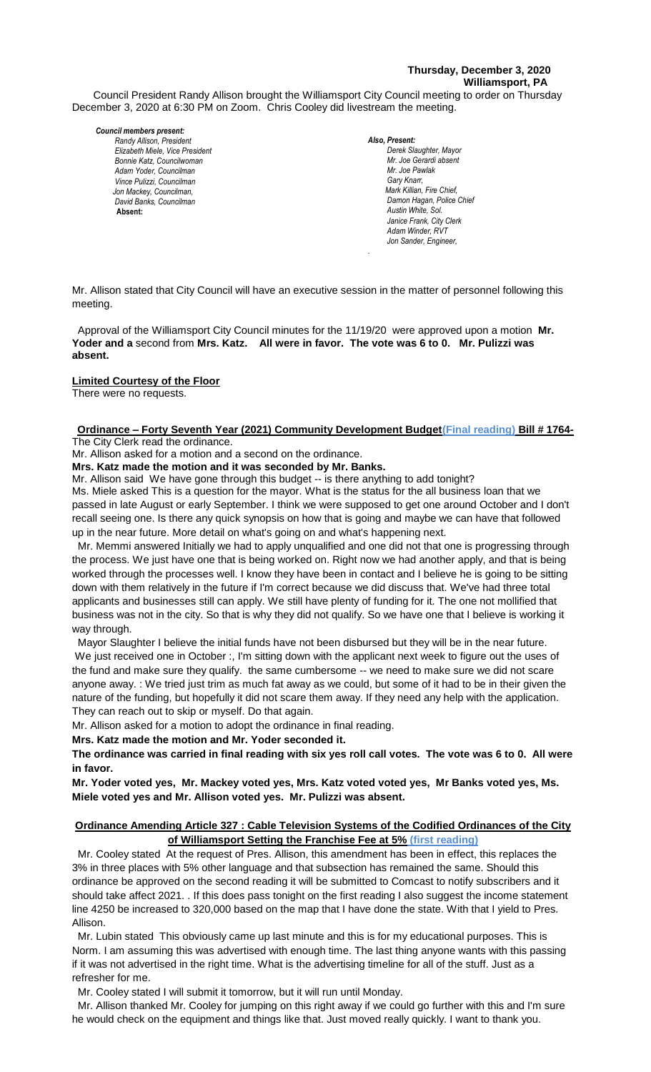**Thursday, December 3, 2020**
**Williamsport, PA**

Council President Randy Allison brought the Williamsport City Council meeting to order on Thursday December 3, 2020 at 6:30 PM on Zoom. Chris Cooley did livestream the meeting.

***Council members present:***
*Randy Allison, President*
*Elizabeth Miele, Vice President*
*Bonnie Katz, Councilwoman*
*Adam Yoder, Councilman*
*Vince Pulizzi, Councilman*
*Jon Mackey, Councilman,*
*David Banks, Councilman*
**Absent:**

***Also, Present:***
*Derek Slaughter, Mayor*
*Mr. Joe Gerardi absent*
*Mr. Joe Pawlak*
*Gary Knarr,*
*Mark Killian, Fire Chief,*
*Damon Hagan, Police Chief*
*Austin White, Sol.*
*Janice Frank, City Clerk*
*Adam Winder, RVT*
*Jon Sander, Engineer,*

Mr. Allison stated that City Council will have an executive session in the matter of personnel following this meeting.

Approval of the Williamsport City Council minutes for the 11/19/20 were approved upon a motion **Mr. Yoder and a** second from **Mrs. Katz. All were in favor. The vote was 6 to 0. Mr. Pulizzi was absent.**

**Limited Courtesy of the Floor**
There were no requests.

**Ordinance – Forty Seventh Year (2021) Community Development Budget(Final reading) Bill # 1764-**
The City Clerk read the ordinance.

Mr. Allison asked for a motion and a second on the ordinance.

**Mrs. Katz made the motion and it was seconded by Mr. Banks.**

Mr. Allison said We have gone through this budget -- is there anything to add tonight?

Ms. Miele asked This is a question for the mayor. What is the status for the all business loan that we passed in late August or early September. I think we were supposed to get one around October and I don't recall seeing one. Is there any quick synopsis on how that is going and maybe we can have that followed up in the near future. More detail on what's going on and what's happening next.

Mr. Memmi answered Initially we had to apply unqualified and one did not that one is progressing through the process. We just have one that is being worked on. Right now we had another apply, and that is being worked through the processes well. I know they have been in contact and I believe he is going to be sitting down with them relatively in the future if I'm correct because we did discuss that. We've had three total applicants and businesses still can apply. We still have plenty of funding for it. The one not mollified that business was not in the city. So that is why they did not qualify. So we have one that I believe is working it way through.

Mayor Slaughter I believe the initial funds have not been disbursed but they will be in the near future. We just received one in October :, I'm sitting down with the applicant next week to figure out the uses of the fund and make sure they qualify. the same cumbersome -- we need to make sure we did not scare anyone away. : We tried just trim as much fat away as we could, but some of it had to be in their given the nature of the funding, but hopefully it did not scare them away. If they need any help with the application. They can reach out to skip or myself. Do that again.

Mr. Allison asked for a motion to adopt the ordinance in final reading.

**Mrs. Katz made the motion and Mr. Yoder seconded it.**

**The ordinance was carried in final reading with six yes roll call votes. The vote was 6 to 0. All were in favor.**

**Mr. Yoder voted yes, Mr. Mackey voted yes, Mrs. Katz voted voted yes, Mr Banks voted yes, Ms. Miele voted yes and Mr. Allison voted yes. Mr. Pulizzi was absent.**

**Ordinance Amending Article 327 : Cable Television Systems of the Codified Ordinances of the City of Williamsport Setting the Franchise Fee at 5% (first reading)**

Mr. Cooley stated At the request of Pres. Allison, this amendment has been in effect, this replaces the 3% in three places with 5% other language and that subsection has remained the same. Should this ordinance be approved on the second reading it will be submitted to Comcast to notify subscribers and it should take affect 2021. . If this does pass tonight on the first reading I also suggest the income statement line 4250 be increased to 320,000 based on the map that I have done the state. With that I yield to Pres. Allison.

Mr. Lubin stated This obviously came up last minute and this is for my educational purposes. This is Norm. I am assuming this was advertised with enough time. The last thing anyone wants with this passing if it was not advertised in the right time. What is the advertising timeline for all of the stuff. Just as a refresher for me.

Mr. Cooley stated I will submit it tomorrow, but it will run until Monday.

Mr. Allison thanked Mr. Cooley for jumping on this right away if we could go further with this and I'm sure he would check on the equipment and things like that. Just moved really quickly. I want to thank you.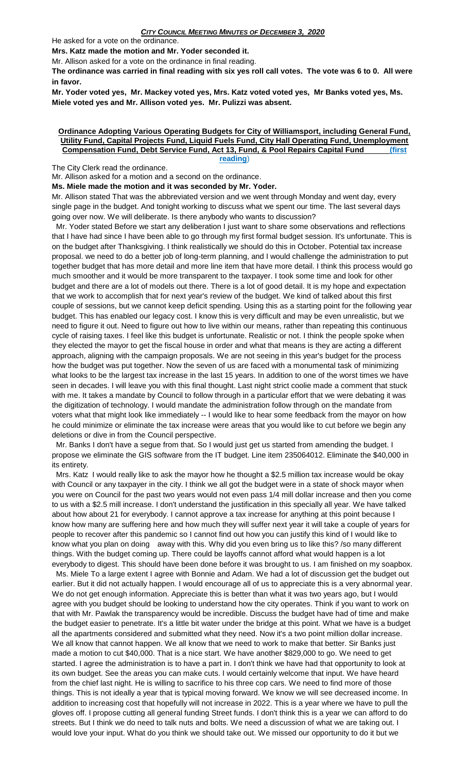He asked for a vote on the ordinance.

**Mrs. Katz made the motion and Mr. Yoder seconded it.**

Mr. Allison asked for a vote on the ordinance in final reading.

**The ordinance was carried in final reading with six yes roll call votes. The vote was 6 to 0. All were in favor.**

**Mr. Yoder voted yes, Mr. Mackey voted yes, Mrs. Katz voted voted yes, Mr Banks voted yes, Ms. Miele voted yes and Mr. Allison voted yes. Mr. Pulizzi was absent.**

**Ordinance Adopting Various Operating Budgets for City of Williamsport, including General Fund, Utility Fund, Capital Projects Fund, Liquid Fuels Fund, City Hall Operating Fund, Unemployment Compensation Fund, Debt Service Fund, Act 13, Fund, & Pool Repairs Capital Fund (first reading)**

The City Clerk read the ordinance.

Mr. Allison asked for a motion and a second on the ordinance.

**Ms. Miele made the motion and it was seconded by Mr. Yoder.**

Mr. Allison stated That was the abbreviated version and we went through Monday and went day, every single page in the budget. And tonight working to discuss what we spent our time. The last several days going over now. We will deliberate. Is there anybody who wants to discussion?

Mr. Yoder stated Before we start any deliberation I just want to share some observations and reflections that I have had since I have been able to go through my first formal budget session. It's unfortunate. This is on the budget after Thanksgiving. I think realistically we should do this in October. Potential tax increase proposal. we need to do a better job of long-term planning, and I would challenge the administration to put together budget that has more detail and more line item that have more detail. I think this process would go much smoother and it would be more transparent to the taxpayer. I took some time and look for other budget and there are a lot of models out there. There is a lot of good detail. It is my hope and expectation that we work to accomplish that for next year's review of the budget. We kind of talked about this first couple of sessions, but we cannot keep deficit spending. Using this as a starting point for the following year budget. This has enabled our legacy cost. I know this is very difficult and may be even unrealistic, but we need to figure it out. Need to figure out how to live within our means, rather than repeating this continuous cycle of raising taxes. I feel like this budget is unfortunate. Realistic or not. I think the people spoke when they elected the mayor to get the fiscal house in order and what that means is they are acting a different approach, aligning with the campaign proposals. We are not seeing in this year's budget for the process how the budget was put together. Now the seven of us are faced with a monumental task of minimizing what looks to be the largest tax increase in the last 15 years. In addition to one of the worst times we have seen in decades. I will leave you with this final thought. Last night strict coolie made a comment that stuck with me. It takes a mandate by Council to follow through in a particular effort that we were debating it was the digitization of technology. I would mandate the administration follow through on the mandate from voters what that might look like immediately -- I would like to hear some feedback from the mayor on how he could minimize or eliminate the tax increase were areas that you would like to cut before we begin any deletions or dive in from the Council perspective.

Mr. Banks I don't have a segue from that. So I would just get us started from amending the budget. I propose we eliminate the GIS software from the IT budget. Line item 235064012. Eliminate the $40,000 in its entirety.

Mrs. Katz I would really like to ask the mayor how he thought a $2.5 million tax increase would be okay with Council or any taxpayer in the city. I think we all got the budget were in a state of shock mayor when you were on Council for the past two years would not even pass 1/4 mill dollar increase and then you come to us with a $2.5 mill increase. I don't understand the justification in this specially all year. We have talked about how about 21 for everybody. I cannot approve a tax increase for anything at this point because I know how many are suffering here and how much they will suffer next year it will take a couple of years for people to recover after this pandemic so I cannot find out how you can justify this kind of I would like to know what you plan on doing away with this. Why did you even bring us to like this? /so many different things. With the budget coming up. There could be layoffs cannot afford what would happen is a lot everybody to digest. This should have been done before it was brought to us. I am finished on my soapbox.

Ms. Miele To a large extent I agree with Bonnie and Adam. We had a lot of discussion get the budget out earlier. But it did not actually happen. I would encourage all of us to appreciate this is a very abnormal year. We do not get enough information. Appreciate this is better than what it was two years ago, but I would agree with you budget should be looking to understand how the city operates. Think if you want to work on that with Mr. Pawlak the transparency would be incredible. Discuss the budget have had of time and make the budget easier to penetrate. It's a little bit water under the bridge at this point. What we have is a budget all the apartments considered and submitted what they need. Now it's a two point million dollar increase. We all know that cannot happen. We all know that we need to work to make that better. Sir Banks just made a motion to cut $40,000. That is a nice start. We have another $829,000 to go. We need to get started. I agree the administration is to have a part in. I don't think we have had that opportunity to look at its own budget. See the areas you can make cuts. I would certainly welcome that input. We have heard from the chief last night. He is willing to sacrifice to his three cop cars. We need to find more of those things. This is not ideally a year that is typical moving forward. We know we will see decreased income. In addition to increasing cost that hopefully will not increase in 2022. This is a year where we have to pull the gloves off. I propose cutting all general funding Street funds. I don't think this is a year we can afford to do streets. But I think we do need to talk nuts and bolts. We need a discussion of what we are taking out. I would love your input. What do you think we should take out. We missed our opportunity to do it but we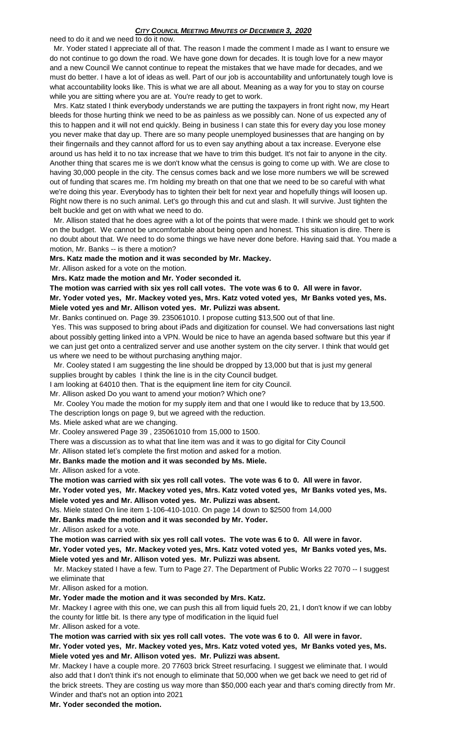need to do it and we need to do it now.

Mr. Yoder stated I appreciate all of that. The reason I made the comment I made as I want to ensure we do not continue to go down the road. We have gone down for decades. It is tough love for a new mayor and a new Council We cannot continue to repeat the mistakes that we have made for decades, and we must do better. I have a lot of ideas as well. Part of our job is accountability and unfortunately tough love is what accountability looks like. This is what we are all about. Meaning as a way for you to stay on course while you are sitting where you are at. You're ready to get to work.

Mrs. Katz stated I think everybody understands we are putting the taxpayers in front right now, my Heart bleeds for those hurting think we need to be as painless as we possibly can. None of us expected any of this to happen and it will not end quickly. Being in business I can state this for every day you lose money you never make that day up. There are so many people unemployed businesses that are hanging on by their fingernails and they cannot afford for us to even say anything about a tax increase. Everyone else around us has held it to no tax increase that we have to trim this budget. It's not fair to anyone in the city. Another thing that scares me is we don't know what the census is going to come up with. We are close to having 30,000 people in the city. The census comes back and we lose more numbers we will be screwed out of funding that scares me. I'm holding my breath on that one that we need to be so careful with what we're doing this year. Everybody has to tighten their belt for next year and hopefully things will loosen up. Right now there is no such animal. Let's go through this and cut and slash. It will survive. Just tighten the belt buckle and get on with what we need to do.

Mr. Allison stated that he does agree with a lot of the points that were made. I think we should get to work on the budget. We cannot be uncomfortable about being open and honest. This situation is dire. There is no doubt about that. We need to do some things we have never done before. Having said that. You made a motion, Mr. Banks -- is there a motion?

**Mrs. Katz made the motion and it was seconded by Mr. Mackey.**

Mr. Allison asked for a vote on the motion.

**Mrs. Katz made the motion and Mr. Yoder seconded it.**

**The motion was carried with six yes roll call votes. The vote was 6 to 0. All were in favor.**
**Mr. Yoder voted yes, Mr. Mackey voted yes, Mrs. Katz voted voted yes, Mr Banks voted yes, Ms. Miele voted yes and Mr. Allison voted yes. Mr. Pulizzi was absent.**

Mr. Banks continued on. Page 39. 235061010. I propose cutting $13,500 out of that line.

Yes. This was supposed to bring about iPads and digitization for counsel. We had conversations last night about possibly getting linked into a VPN. Would be nice to have an agenda based software but this year if we can just get onto a centralized server and use another system on the city server. I think that would get us where we need to be without purchasing anything major.

Mr. Cooley stated I am suggesting the line should be dropped by 13,000 but that is just my general supplies brought by cables I think the line is in the city Council budget.

I am looking at 64010 then. That is the equipment line item for city Council.

Mr. Allison asked Do you want to amend your motion? Which one?

Mr. Cooley You made the motion for my supply item and that one I would like to reduce that by 13,500. The description longs on page 9, but we agreed with the reduction.

Ms. Miele asked what are we changing.

Mr. Cooley answered Page 39 , 235061010 from 15,000 to 1500.

There was a discussion as to what that line item was and it was to go digital for City Council

Mr. Allison stated let's complete the first motion and asked for a motion.

**Mr. Banks made the motion and it was seconded by Ms. Miele.**

Mr. Allison asked for a vote.

**The motion was carried with six yes roll call votes. The vote was 6 to 0. All were in favor.**
**Mr. Yoder voted yes, Mr. Mackey voted yes, Mrs. Katz voted voted yes, Mr Banks voted yes, Ms. Miele voted yes and Mr. Allison voted yes. Mr. Pulizzi was absent.**

Ms. Miele stated On line item 1-106-410-1010. On page 14 down to $2500 from 14,000

**Mr. Banks made the motion and it was seconded by Mr. Yoder.**

Mr. Allison asked for a vote.

**The motion was carried with six yes roll call votes. The vote was 6 to 0. All were in favor.**
**Mr. Yoder voted yes, Mr. Mackey voted yes, Mrs. Katz voted voted yes, Mr Banks voted yes, Ms. Miele voted yes and Mr. Allison voted yes. Mr. Pulizzi was absent.**

Mr. Mackey stated I have a few. Turn to Page 27. The Department of Public Works 22 7070 -- I suggest we eliminate that

Mr. Allison asked for a motion.

**Mr. Yoder made the motion and it was seconded by Mrs. Katz.**

Mr. Mackey I agree with this one, we can push this all from liquid fuels 20, 21, I don't know if we can lobby the county for little bit. Is there any type of modification in the liquid fuel

Mr. Allison asked for a vote.

**The motion was carried with six yes roll call votes. The vote was 6 to 0. All were in favor.**
**Mr. Yoder voted yes, Mr. Mackey voted yes, Mrs. Katz voted voted yes, Mr Banks voted yes, Ms. Miele voted yes and Mr. Allison voted yes. Mr. Pulizzi was absent.**

Mr. Mackey I have a couple more. 20 77603 brick Street resurfacing. I suggest we eliminate that. I would also add that I don't think it's not enough to eliminate that 50,000 when we get back we need to get rid of the brick streets. They are costing us way more than $50,000 each year and that's coming directly from Mr. Winder and that's not an option into 2021

**Mr. Yoder seconded the motion.**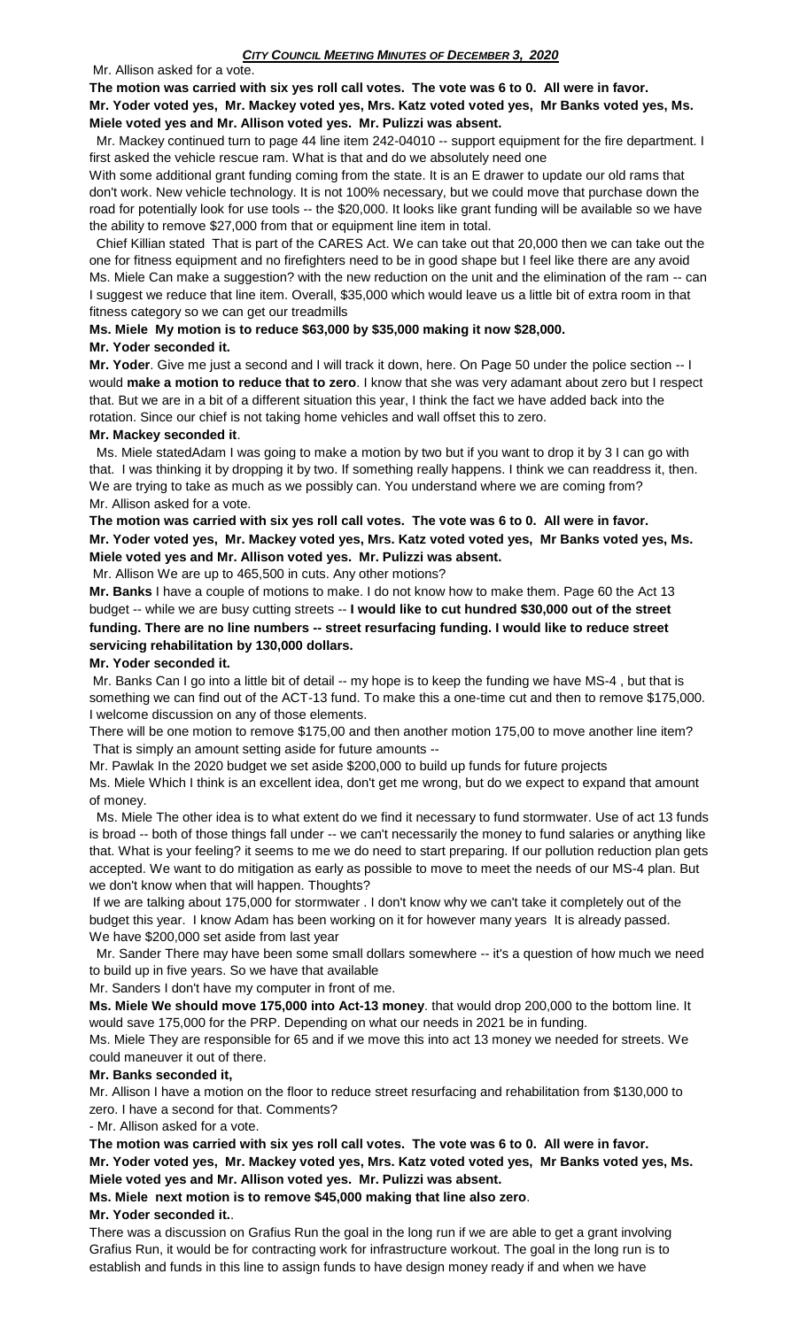Mr. Allison asked for a vote.

**The motion was carried with six yes roll call votes. The vote was 6 to 0. All were in favor. Mr. Yoder voted yes, Mr. Mackey voted yes, Mrs. Katz voted voted yes, Mr Banks voted yes, Ms. Miele voted yes and Mr. Allison voted yes. Mr. Pulizzi was absent.**

Mr. Mackey continued turn to page 44 line item 242-04010 -- support equipment for the fire department. I first asked the vehicle rescue ram. What is that and do we absolutely need one

With some additional grant funding coming from the state. It is an E drawer to update our old rams that don't work. New vehicle technology. It is not 100% necessary, but we could move that purchase down the road for potentially look for use tools -- the $20,000. It looks like grant funding will be available so we have the ability to remove $27,000 from that or equipment line item in total.

Chief Killian stated That is part of the CARES Act. We can take out that 20,000 then we can take out the one for fitness equipment and no firefighters need to be in good shape but I feel like there are any avoid Ms. Miele Can make a suggestion? with the new reduction on the unit and the elimination of the ram -- can I suggest we reduce that line item. Overall, $35,000 which would leave us a little bit of extra room in that fitness category so we can get our treadmills

**Ms. Miele My motion is to reduce $63,000 by $35,000 making it now $28,000.**

**Mr. Yoder seconded it.**

**Mr. Yoder**. Give me just a second and I will track it down, here. On Page 50 under the police section -- I would **make a motion to reduce that to zero**. I know that she was very adamant about zero but I respect that. But we are in a bit of a different situation this year, I think the fact we have added back into the rotation. Since our chief is not taking home vehicles and wall offset this to zero.

**Mr. Mackey seconded it**.

Ms. Miele statedAdam I was going to make a motion by two but if you want to drop it by 3 I can go with that. I was thinking it by dropping it by two. If something really happens. I think we can readdress it, then. We are trying to take as much as we possibly can. You understand where we are coming from?

Mr. Allison asked for a vote.

**The motion was carried with six yes roll call votes. The vote was 6 to 0. All were in favor. Mr. Yoder voted yes, Mr. Mackey voted yes, Mrs. Katz voted voted yes, Mr Banks voted yes, Ms. Miele voted yes and Mr. Allison voted yes. Mr. Pulizzi was absent.**

Mr. Allison We are up to 465,500 in cuts. Any other motions?

**Mr. Banks** I have a couple of motions to make. I do not know how to make them. Page 60 the Act 13 budget -- while we are busy cutting streets -- **I would like to cut hundred $30,000 out of the street funding. There are no line numbers -- street resurfacing funding. I would like to reduce street servicing rehabilitation by 130,000 dollars.**

**Mr. Yoder seconded it.**

Mr. Banks Can I go into a little bit of detail -- my hope is to keep the funding we have MS-4 , but that is something we can find out of the ACT-13 fund. To make this a one-time cut and then to remove $175,000. I welcome discussion on any of those elements.

There will be one motion to remove $175,00 and then another motion 175,00 to move another line item? That is simply an amount setting aside for future amounts --

Mr. Pawlak In the 2020 budget we set aside $200,000 to build up funds for future projects

Ms. Miele Which I think is an excellent idea, don't get me wrong, but do we expect to expand that amount of money.

Ms. Miele The other idea is to what extent do we find it necessary to fund stormwater. Use of act 13 funds is broad -- both of those things fall under -- we can't necessarily the money to fund salaries or anything like that. What is your feeling? it seems to me we do need to start preparing. If our pollution reduction plan gets accepted. We want to do mitigation as early as possible to move to meet the needs of our MS-4 plan. But we don't know when that will happen. Thoughts?

If we are talking about 175,000 for stormwater . I don't know why we can't take it completely out of the budget this year. I know Adam has been working on it for however many years It is already passed. We have $200,000 set aside from last year

Mr. Sander There may have been some small dollars somewhere -- it's a question of how much we need to build up in five years. So we have that available

Mr. Sanders I don't have my computer in front of me.

**Ms. Miele We should move 175,000 into Act-13 money**. that would drop 200,000 to the bottom line. It would save 175,000 for the PRP. Depending on what our needs in 2021 be in funding.

Ms. Miele They are responsible for 65 and if we move this into act 13 money we needed for streets. We could maneuver it out of there.

**Mr. Banks seconded it,**

Mr. Allison I have a motion on the floor to reduce street resurfacing and rehabilitation from $130,000 to zero. I have a second for that. Comments?

- Mr. Allison asked for a vote.

**The motion was carried with six yes roll call votes. The vote was 6 to 0. All were in favor. Mr. Yoder voted yes, Mr. Mackey voted yes, Mrs. Katz voted voted yes, Mr Banks voted yes, Ms. Miele voted yes and Mr. Allison voted yes. Mr. Pulizzi was absent.**

**Ms. Miele next motion is to remove $45,000 making that line also zero**.

**Mr. Yoder seconded it.**.

There was a discussion on Grafius Run the goal in the long run if we are able to get a grant involving Grafius Run, it would be for contracting work for infrastructure workout. The goal in the long run is to establish and funds in this line to assign funds to have design money ready if and when we have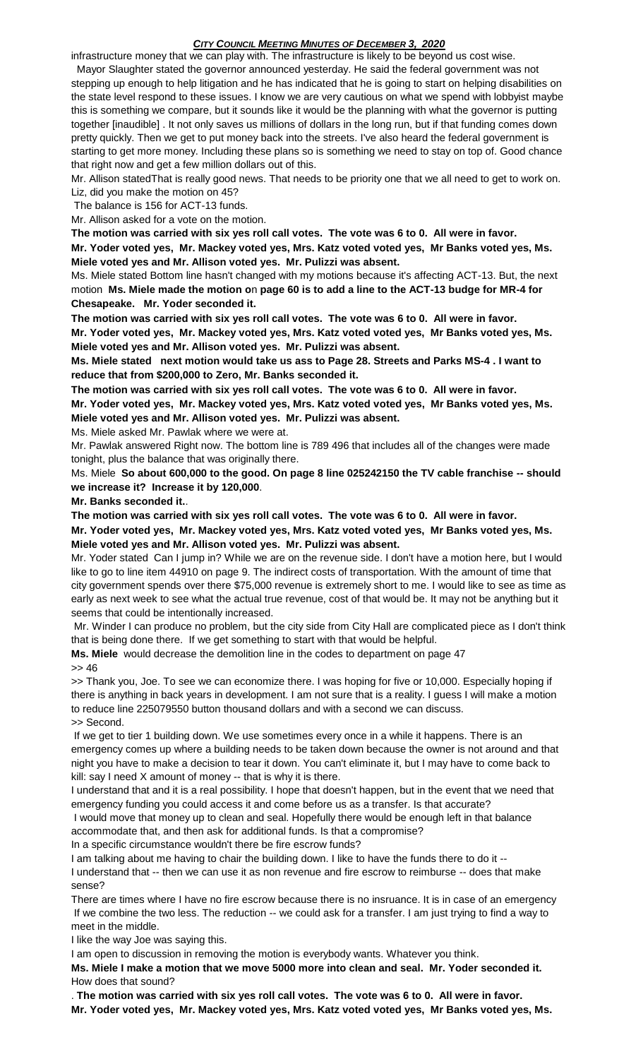infrastructure money that we can play with. The infrastructure is likely to be beyond us cost wise.

Mayor Slaughter stated the governor announced yesterday. He said the federal government was not stepping up enough to help litigation and he has indicated that he is going to start on helping disabilities on the state level respond to these issues. I know we are very cautious on what we spend with lobbyist maybe this is something we compare, but it sounds like it would be the planning with what the governor is putting together [inaudible] . It not only saves us millions of dollars in the long run, but if that funding comes down pretty quickly. Then we get to put money back into the streets. I've also heard the federal government is starting to get more money. Including these plans so is something we need to stay on top of. Good chance that right now and get a few million dollars out of this.

Mr. Allison statedThat is really good news. That needs to be priority one that we all need to get to work on. Liz, did you make the motion on 45?

The balance is 156 for ACT-13 funds.

Mr. Allison asked for a vote on the motion.

**The motion was carried with six yes roll call votes. The vote was 6 to 0. All were in favor. Mr. Yoder voted yes, Mr. Mackey voted yes, Mrs. Katz voted voted yes, Mr Banks voted yes, Ms. Miele voted yes and Mr. Allison voted yes. Mr. Pulizzi was absent.**

Ms. Miele stated Bottom line hasn't changed with my motions because it's affecting ACT-13. But, the next motion **Ms. Miele made the motion on page 60 is to add a line to the ACT-13 budge for MR-4 for Chesapeake. Mr. Yoder seconded it.**

**The motion was carried with six yes roll call votes. The vote was 6 to 0. All were in favor. Mr. Yoder voted yes, Mr. Mackey voted yes, Mrs. Katz voted voted yes, Mr Banks voted yes, Ms. Miele voted yes and Mr. Allison voted yes. Mr. Pulizzi was absent.**

**Ms. Miele stated next motion would take us ass to Page 28. Streets and Parks MS-4 . I want to reduce that from $200,000 to Zero, Mr. Banks seconded it.**

**The motion was carried with six yes roll call votes. The vote was 6 to 0. All were in favor. Mr. Yoder voted yes, Mr. Mackey voted yes, Mrs. Katz voted voted yes, Mr Banks voted yes, Ms. Miele voted yes and Mr. Allison voted yes. Mr. Pulizzi was absent.**

Ms. Miele asked Mr. Pawlak where we were at.

Mr. Pawlak answered Right now. The bottom line is 789 496 that includes all of the changes were made tonight, plus the balance that was originally there.

Ms. Miele **So about 600,000 to the good. On page 8 line 025242150 the TV cable franchise -- should we increase it? Increase it by 120,000**.

**Mr. Banks seconded it.**.

**The motion was carried with six yes roll call votes. The vote was 6 to 0. All were in favor. Mr. Yoder voted yes, Mr. Mackey voted yes, Mrs. Katz voted voted yes, Mr Banks voted yes, Ms. Miele voted yes and Mr. Allison voted yes. Mr. Pulizzi was absent.**

Mr. Yoder stated Can I jump in? While we are on the revenue side. I don't have a motion here, but I would like to go to line item 44910 on page 9. The indirect costs of transportation. With the amount of time that city government spends over there $75,000 revenue is extremely short to me. I would like to see as time as early as next week to see what the actual true revenue, cost of that would be. It may not be anything but it seems that could be intentionally increased.

Mr. Winder I can produce no problem, but the city side from City Hall are complicated piece as I don't think that is being done there. If we get something to start with that would be helpful.

**Ms. Miele** would decrease the demolition line in the codes to department on page 47

>> 46

>> Thank you, Joe. To see we can economize there. I was hoping for five or 10,000. Especially hoping if there is anything in back years in development. I am not sure that is a reality. I guess I will make a motion to reduce line 225079550 button thousand dollars and with a second we can discuss.

>> Second.

If we get to tier 1 building down. We use sometimes every once in a while it happens. There is an emergency comes up where a building needs to be taken down because the owner is not around and that night you have to make a decision to tear it down. You can't eliminate it, but I may have to come back to kill: say I need X amount of money -- that is why it is there.

I understand that and it is a real possibility. I hope that doesn't happen, but in the event that we need that emergency funding you could access it and come before us as a transfer. Is that accurate?

I would move that money up to clean and seal. Hopefully there would be enough left in that balance accommodate that, and then ask for additional funds. Is that a compromise?

In a specific circumstance wouldn't there be fire escrow funds?

I am talking about me having to chair the building down. I like to have the funds there to do it --

I understand that -- then we can use it as non revenue and fire escrow to reimburse -- does that make sense?

There are times where I have no fire escrow because there is no insruance. It is in case of an emergency

If we combine the two less. The reduction -- we could ask for a transfer. I am just trying to find a way to meet in the middle.

I like the way Joe was saying this.

I am open to discussion in removing the motion is everybody wants. Whatever you think.

**Ms. Miele I make a motion that we move 5000 more into clean and seal. Mr. Yoder seconded it.** How does that sound?

. **The motion was carried with six yes roll call votes. The vote was 6 to 0. All were in favor. Mr. Yoder voted yes, Mr. Mackey voted yes, Mrs. Katz voted voted yes, Mr Banks voted yes, Ms.**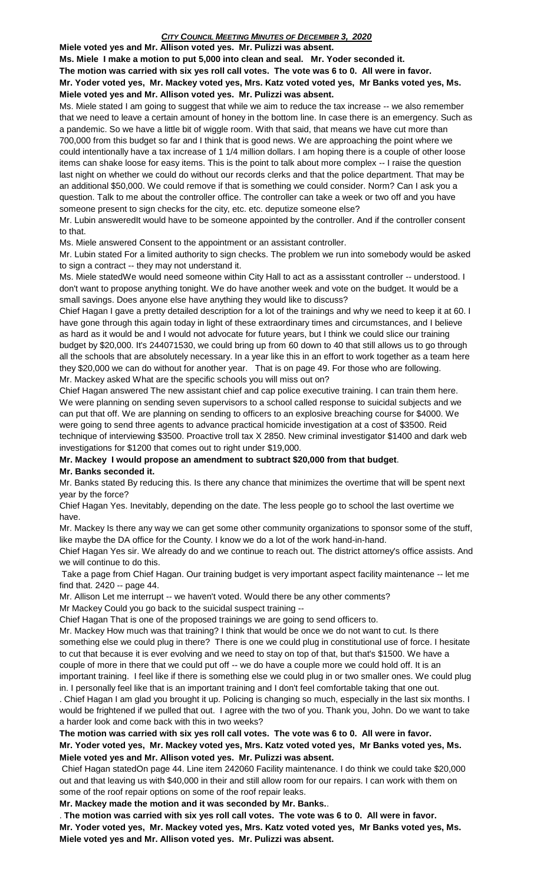**Miele voted yes and Mr. Allison voted yes. Mr. Pulizzi was absent.**

**Ms. Miele I make a motion to put 5,000 into clean and seal. Mr. Yoder seconded it.**

**The motion was carried with six yes roll call votes. The vote was 6 to 0. All were in favor. Mr. Yoder voted yes, Mr. Mackey voted yes, Mrs. Katz voted voted yes, Mr Banks voted yes, Ms. Miele voted yes and Mr. Allison voted yes. Mr. Pulizzi was absent.**

Ms. Miele stated I am going to suggest that while we aim to reduce the tax increase -- we also remember that we need to leave a certain amount of honey in the bottom line. In case there is an emergency. Such as a pandemic. So we have a little bit of wiggle room. With that said, that means we have cut more than 700,000 from this budget so far and I think that is good news. We are approaching the point where we could intentionally have a tax increase of 1 1/4 million dollars. I am hoping there is a couple of other loose items can shake loose for easy items. This is the point to talk about more complex -- I raise the question last night on whether we could do without our records clerks and that the police department. That may be an additional $50,000. We could remove if that is something we could consider. Norm? Can I ask you a question. Talk to me about the controller office. The controller can take a week or two off and you have someone present to sign checks for the city, etc. etc. deputize someone else?

Mr. Lubin answeredIt would have to be someone appointed by the controller. And if the controller consent to that.

Ms. Miele answered Consent to the appointment or an assistant controller.

Mr. Lubin stated For a limited authority to sign checks. The problem we run into somebody would be asked to sign a contract -- they may not understand it.

Ms. Miele statedWe would need someone within City Hall to act as a assisstant controller -- understood. I don't want to propose anything tonight. We do have another week and vote on the budget. It would be a small savings. Does anyone else have anything they would like to discuss?

Chief Hagan I gave a pretty detailed description for a lot of the trainings and why we need to keep it at 60. I have gone through this again today in light of these extraordinary times and circumstances, and I believe as hard as it would be and I would not advocate for future years, but I think we could slice our training budget by $20,000. It's 244071530, we could bring up from 60 down to 40 that still allows us to go through all the schools that are absolutely necessary. In a year like this in an effort to work together as a team here they $20,000 we can do without for another year. That is on page 49. For those who are following.

Mr. Mackey asked What are the specific schools you will miss out on?

Chief Hagan answered The new assistant chief and cap police executive training. I can train them here. We were planning on sending seven supervisors to a school called response to suicidal subjects and we can put that off. We are planning on sending to officers to an explosive breaching course for $4000. We were going to send three agents to advance practical homicide investigation at a cost of $3500. Reid technique of interviewing $3500. Proactive troll tax X 2850. New criminal investigator $1400 and dark web investigations for $1200 that comes out to right under $19,000.

**Mr. Mackey I would propose an amendment to subtract $20,000 from that budget.**

**Mr. Banks seconded it.**

Mr. Banks stated By reducing this. Is there any chance that minimizes the overtime that will be spent next year by the force?

Chief Hagan Yes. Inevitably, depending on the date. The less people go to school the last overtime we have.

Mr. Mackey Is there any way we can get some other community organizations to sponsor some of the stuff, like maybe the DA office for the County. I know we do a lot of the work hand-in-hand.

Chief Hagan Yes sir. We already do and we continue to reach out. The district attorney's office assists. And we will continue to do this.

Take a page from Chief Hagan. Our training budget is very important aspect facility maintenance -- let me find that. 2420 -- page 44.

Mr. Allison Let me interrupt -- we haven't voted. Would there be any other comments?

Mr Mackey Could you go back to the suicidal suspect training --

Chief Hagan That is one of the proposed trainings we are going to send officers to.

Mr. Mackey How much was that training? I think that would be once we do not want to cut. Is there something else we could plug in there? There is one we could plug in constitutional use of force. I hesitate to cut that because it is ever evolving and we need to stay on top of that, but that's $1500. We have a couple of more in there that we could put off -- we do have a couple more we could hold off. It is an important training. I feel like if there is something else we could plug in or two smaller ones. We could plug in. I personally feel like that is an important training and I don't feel comfortable taking that one out.

. Chief Hagan I am glad you brought it up. Policing is changing so much, especially in the last six months. I would be frightened if we pulled that out. I agree with the two of you. Thank you, John. Do we want to take a harder look and come back with this in two weeks?

**The motion was carried with six yes roll call votes. The vote was 6 to 0. All were in favor. Mr. Yoder voted yes, Mr. Mackey voted yes, Mrs. Katz voted voted yes, Mr Banks voted yes, Ms. Miele voted yes and Mr. Allison voted yes. Mr. Pulizzi was absent.**

Chief Hagan statedOn page 44. Line item 242060 Facility maintenance. I do think we could take $20,000 out and that leaving us with $40,000 in their and still allow room for our repairs. I can work with them on some of the roof repair options on some of the roof repair leaks.

**Mr. Mackey made the motion and it was seconded by Mr. Banks.**.

. **The motion was carried with six yes roll call votes. The vote was 6 to 0. All were in favor. Mr. Yoder voted yes, Mr. Mackey voted yes, Mrs. Katz voted voted yes, Mr Banks voted yes, Ms. Miele voted yes and Mr. Allison voted yes. Mr. Pulizzi was absent.**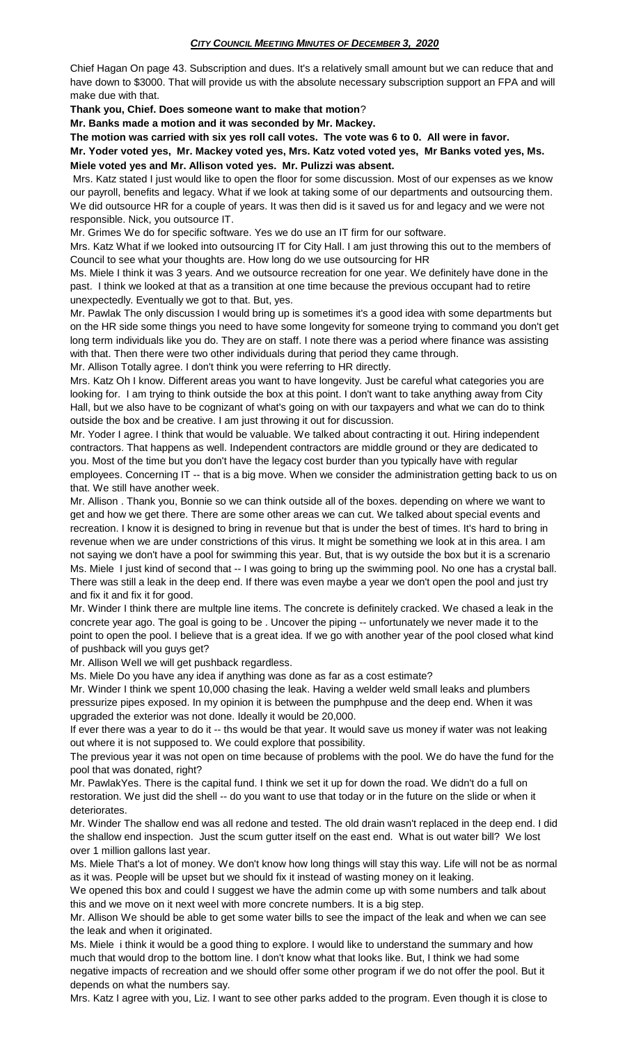Chief Hagan On page 43. Subscription and dues. It's a relatively small amount but we can reduce that and have down to $3000. That will provide us with the absolute necessary subscription support an FPA and will make due with that.

**Thank you, Chief. Does someone want to make that motion**?

**Mr. Banks made a motion and it was seconded by Mr. Mackey.**

**The motion was carried with six yes roll call votes. The vote was 6 to 0. All were in favor.**

**Mr. Yoder voted yes, Mr. Mackey voted yes, Mrs. Katz voted voted yes, Mr Banks voted yes, Ms. Miele voted yes and Mr. Allison voted yes. Mr. Pulizzi was absent.**

Mrs. Katz stated I just would like to open the floor for some discussion. Most of our expenses as we know our payroll, benefits and legacy. What if we look at taking some of our departments and outsourcing them. We did outsource HR for a couple of years. It was then did is it saved us for and legacy and we were not responsible. Nick, you outsource IT.

Mr. Grimes We do for specific software. Yes we do use an IT firm for our software.

Mrs. Katz What if we looked into outsourcing IT for City Hall. I am just throwing this out to the members of Council to see what your thoughts are. How long do we use outsourcing for HR

Ms. Miele I think it was 3 years. And we outsource recreation for one year. We definitely have done in the past. I think we looked at that as a transition at one time because the previous occupant had to retire unexpectedly. Eventually we got to that. But, yes.

Mr. Pawlak The only discussion I would bring up is sometimes it's a good idea with some departments but on the HR side some things you need to have some longevity for someone trying to command you don't get long term individuals like you do. They are on staff. I note there was a period where finance was assisting with that. Then there were two other individuals during that period they came through.

Mr. Allison Totally agree. I don't think you were referring to HR directly.

Mrs. Katz Oh I know. Different areas you want to have longevity. Just be careful what categories you are looking for. I am trying to think outside the box at this point. I don't want to take anything away from City Hall, but we also have to be cognizant of what's going on with our taxpayers and what we can do to think outside the box and be creative. I am just throwing it out for discussion.

Mr. Yoder I agree. I think that would be valuable. We talked about contracting it out. Hiring independent contractors. That happens as well. Independent contractors are middle ground or they are dedicated to you. Most of the time but you don't have the legacy cost burder than you typically have with regular employees. Concerning IT -- that is a big move. When we consider the administration getting back to us on that. We still have another week.

Mr. Allison . Thank you, Bonnie so we can think outside all of the boxes. depending on where we want to get and how we get there. There are some other areas we can cut. We talked about special events and recreation. I know it is designed to bring in revenue but that is under the best of times. It's hard to bring in revenue when we are under constrictions of this virus. It might be something we look at in this area. I am not saying we don't have a pool for swimming this year. But, that is wy outside the box but it is a screnario

Ms. Miele I just kind of second that -- I was going to bring up the swimming pool. No one has a crystal ball. There was still a leak in the deep end. If there was even maybe a year we don't open the pool and just try and fix it and fix it for good.

Mr. Winder I think there are multple line items. The concrete is definitely cracked. We chased a leak in the concrete year ago. The goal is going to be . Uncover the piping -- unfortunately we never made it to the point to open the pool. I believe that is a great idea. If we go with another year of the pool closed what kind of pushback will you guys get?

Mr. Allison Well we will get pushback regardless.

Ms. Miele Do you have any idea if anything was done as far as a cost estimate?

Mr. Winder I think we spent 10,000 chasing the leak. Having a welder weld small leaks and plumbers pressurize pipes exposed. In my opinion it is between the pumphpuse and the deep end. When it was upgraded the exterior was not done. Ideally it would be 20,000.

If ever there was a year to do it -- ths would be that year. It would save us money if water was not leaking out where it is not supposed to. We could explore that possibility.

The previous year it was not open on time because of problems with the pool. We do have the fund for the pool that was donated, right?

Mr. PawlakYes. There is the capital fund. I think we set it up for down the road. We didn't do a full on restoration. We just did the shell -- do you want to use that today or in the future on the slide or when it deteriorates.

Mr. Winder The shallow end was all redone and tested. The old drain wasn't replaced in the deep end. I did the shallow end inspection. Just the scum gutter itself on the east end. What is out water bill? We lost over 1 million gallons last year.

Ms. Miele That's a lot of money. We don't know how long things will stay this way. Life will not be as normal as it was. People will be upset but we should fix it instead of wasting money on it leaking.

We opened this box and could I suggest we have the admin come up with some numbers and talk about this and we move on it next weel with more concrete numbers. It is a big step.

Mr. Allison We should be able to get some water bills to see the impact of the leak and when we can see the leak and when it originated.

Ms. Miele i think it would be a good thing to explore. I would like to understand the summary and how much that would drop to the bottom line. I don't know what that looks like. But, I think we had some negative impacts of recreation and we should offer some other program if we do not offer the pool. But it depends on what the numbers say.

Mrs. Katz I agree with you, Liz. I want to see other parks added to the program. Even though it is close to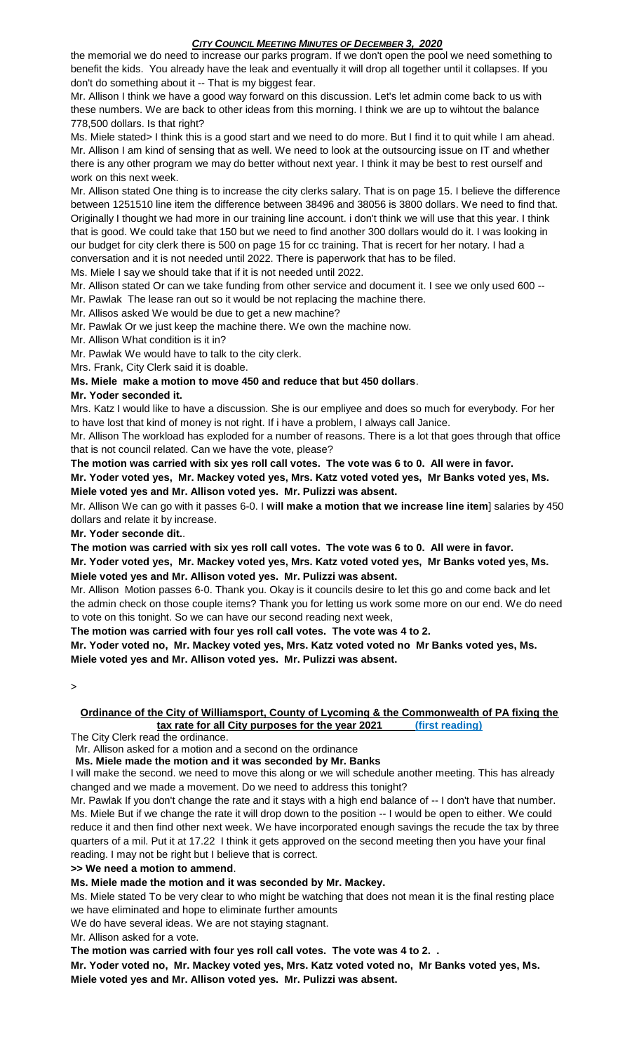the memorial we do need to increase our parks program. If we don't open the pool we need something to benefit the kids. You already have the leak and eventually it will drop all together until it collapses. If you don't do something about it -- That is my biggest fear.

Mr. Allison I think we have a good way forward on this discussion. Let's let admin come back to us with these numbers. We are back to other ideas from this morning. I think we are up to wihtout the balance 778,500 dollars. Is that right?

Ms. Miele stated> I think this is a good start and we need to do more. But I find it to quit while I am ahead.

Mr. Allison I am kind of sensing that as well. We need to look at the outsourcing issue on IT and whether there is any other program we may do better without next year. I think it may be best to rest ourself and work on this next week.

Mr. Allison stated One thing is to increase the city clerks salary. That is on page 15. I believe the difference between 1251510 line item the difference between 38496 and 38056 is 3800 dollars. We need to find that. Originally I thought we had more in our training line account. i don't think we will use that this year. I think that is good. We could take that 150 but we need to find another 300 dollars would do it. I was looking in our budget for city clerk there is 500 on page 15 for cc training. That is recert for her notary. I had a conversation and it is not needed until 2022. There is paperwork that has to be filed.

Ms. Miele I say we should take that if it is not needed until 2022.

Mr. Allison stated Or can we take funding from other service and document it. I see we only used 600 --

Mr. Pawlak The lease ran out so it would be not replacing the machine there.

Mr. Allisos asked We would be due to get a new machine?

Mr. Pawlak Or we just keep the machine there. We own the machine now.

Mr. Allison What condition is it in?

Mr. Pawlak We would have to talk to the city clerk.

Mrs. Frank, City Clerk said it is doable.

**Ms. Miele make a motion to move 450 and reduce that but 450 dollars**.

**Mr. Yoder seconded it.**

Mrs. Katz I would like to have a discussion. She is our empliyee and does so much for everybody. For her to have lost that kind of money is not right. If i have a problem, I always call Janice.

Mr. Allison The workload has exploded for a number of reasons. There is a lot that goes through that office that is not council related. Can we have the vote, please?

**The motion was carried with six yes roll call votes. The vote was 6 to 0. All were in favor.**

**Mr. Yoder voted yes, Mr. Mackey voted yes, Mrs. Katz voted voted yes, Mr Banks voted yes, Ms. Miele voted yes and Mr. Allison voted yes. Mr. Pulizzi was absent.**

Mr. Allison We can go with it passes 6-0. I **will make a motion that we increase line item**] salaries by 450 dollars and relate it by increase.

**Mr. Yoder seconde dit.**.

**The motion was carried with six yes roll call votes. The vote was 6 to 0. All were in favor.**

**Mr. Yoder voted yes, Mr. Mackey voted yes, Mrs. Katz voted voted yes, Mr Banks voted yes, Ms. Miele voted yes and Mr. Allison voted yes. Mr. Pulizzi was absent.**

Mr. Allison Motion passes 6-0. Thank you. Okay is it councils desire to let this go and come back and let the admin check on those couple items? Thank you for letting us work some more on our end. We do need to vote on this tonight. So we can have our second reading next week,

**The motion was carried with four yes roll call votes. The vote was 4 to 2.**

**Mr. Yoder voted no, Mr. Mackey voted yes, Mrs. Katz voted voted no Mr Banks voted yes, Ms. Miele voted yes and Mr. Allison voted yes. Mr. Pulizzi was absent.**

>

**Ordinance of the City of Williamsport, County of Lycoming & the Commonwealth of PA fixing the tax rate for all City purposes for the year 2021 (first reading)**

The City Clerk read the ordinance.

Mr. Allison asked for a motion and a second on the ordinance

**Ms. Miele made the motion and it was seconded by Mr. Banks**

I will make the second. we need to move this along or we will schedule another meeting. This has already changed and we made a movement. Do we need to address this tonight?

Mr. Pawlak If you don't change the rate and it stays with a high end balance of -- I don't have that number.

Ms. Miele But if we change the rate it will drop down to the position -- I would be open to either. We could reduce it and then find other next week. We have incorporated enough savings the recude the tax by three quarters of a mil. Put it at 17.22 I think it gets approved on the second meeting then you have your final reading. I may not be right but I believe that is correct.

**>> We need a motion to ammend**.

**Ms. Miele made the motion and it was seconded by Mr. Mackey.**

Ms. Miele stated To be very clear to who might be watching that does not mean it is the final resting place we have eliminated and hope to eliminate further amounts

We do have several ideas. We are not staying stagnant.

Mr. Allison asked for a vote.

**The motion was carried with four yes roll call votes. The vote was 4 to 2. .**

**Mr. Yoder voted no, Mr. Mackey voted yes, Mrs. Katz voted voted no, Mr Banks voted yes, Ms. Miele voted yes and Mr. Allison voted yes. Mr. Pulizzi was absent.**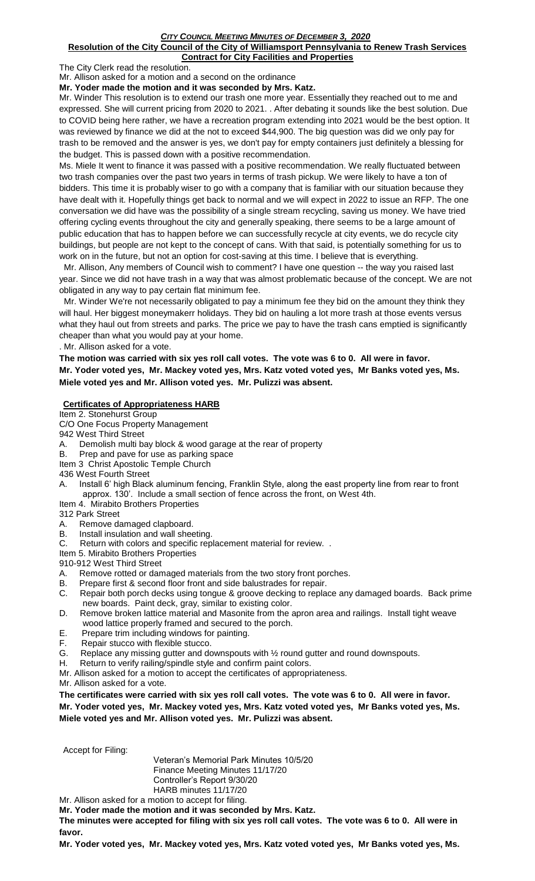***CITY COUNCIL MEETING MINUTES OF DECEMBER 3, 2020***

**Resolution of the City Council of the City of Williamsport Pennsylvania to Renew Trash Services Contract for City Facilities and Properties**

The City Clerk read the resolution.

Mr. Allison asked for a motion and a second on the ordinance

**Mr. Yoder made the motion and it was seconded by Mrs. Katz.**

Mr. Winder This resolution is to extend our trash one more year. Essentially they reached out to me and expressed. She will current pricing from 2020 to 2021. . After debating it sounds like the best solution. Due to COVID being here rather, we have a recreation program extending into 2021 would be the best option. It was reviewed by finance we did at the not to exceed $44,900. The big question was did we only pay for trash to be removed and the answer is yes, we don't pay for empty containers just definitely a blessing for the budget. This is passed down with a positive recommendation.

Ms. Miele It went to finance it was passed with a positive recommendation. We really fluctuated between two trash companies over the past two years in terms of trash pickup. We were likely to have a ton of bidders. This time it is probably wiser to go with a company that is familiar with our situation because they have dealt with it. Hopefully things get back to normal and we will expect in 2022 to issue an RFP. The one conversation we did have was the possibility of a single stream recycling, saving us money. We have tried offering cycling events throughout the city and generally speaking, there seems to be a large amount of public education that has to happen before we can successfully recycle at city events, we do recycle city buildings, but people are not kept to the concept of cans. With that said, is potentially something for us to work on in the future, but not an option for cost-saving at this time. I believe that is everything.

Mr. Allison, Any members of Council wish to comment? I have one question -- the way you raised last year. Since we did not have trash in a way that was almost problematic because of the concept. We are not obligated in any way to pay certain flat minimum fee.

Mr. Winder We're not necessarily obligated to pay a minimum fee they bid on the amount they think they will haul. Her biggest moneymakerr holidays. They bid on hauling a lot more trash at those events versus what they haul out from streets and parks. The price we pay to have the trash cans emptied is significantly cheaper than what you would pay at your home.

. Mr. Allison asked for a vote.

**The motion was carried with six yes roll call votes. The vote was 6 to 0. All were in favor. Mr. Yoder voted yes, Mr. Mackey voted yes, Mrs. Katz voted voted yes, Mr Banks voted yes, Ms. Miele voted yes and Mr. Allison voted yes. Mr. Pulizzi was absent.**

**Certificates of Appropriateness HARB**

Item 2. Stonehurst Group
C/O One Focus Property Management
942 West Third Street

A. Demolish multi bay block & wood garage at the rear of property
B. Prep and pave for use as parking space

Item 3 Christ Apostolic Temple Church
436 West Fourth Street

A. Install 6' high Black aluminum fencing, Franklin Style, along the east property line from rear to front approx. 130'. Include a small section of fence across the front, on West 4th.

Item 4. Mirabito Brothers Properties
312 Park Street

A. Remove damaged clapboard.
B. Install insulation and wall sheeting.
C. Return with colors and specific replacement material for review. .

Item 5. Mirabito Brothers Properties
910-912 West Third Street

A. Remove rotted or damaged materials from the two story front porches.
B. Prepare first & second floor front and side balustrades for repair.
C. Repair both porch decks using tongue & groove decking to replace any damaged boards. Back prime new boards. Paint deck, gray, similar to existing color.
D. Remove broken lattice material and Masonite from the apron area and railings. Install tight weave wood lattice properly framed and secured to the porch.
E. Prepare trim including windows for painting.
F. Repair stucco with flexible stucco.
G. Replace any missing gutter and downspouts with ½ round gutter and round downspouts.
H. Return to verify railing/spindle style and confirm paint colors.

Mr. Allison asked for a motion to accept the certificates of appropriateness.

Mr. Allison asked for a vote.

**The certificates were carried with six yes roll call votes. The vote was 6 to 0. All were in favor. Mr. Yoder voted yes, Mr. Mackey voted yes, Mrs. Katz voted voted yes, Mr Banks voted yes, Ms. Miele voted yes and Mr. Allison voted yes. Mr. Pulizzi was absent.**

Accept for Filing:

Veteran's Memorial Park Minutes 10/5/20
Finance Meeting Minutes 11/17/20
Controller's Report 9/30/20
HARB minutes 11/17/20

Mr. Allison asked for a motion to accept for filing.

**Mr. Yoder made the motion and it was seconded by Mrs. Katz.**

**The minutes were accepted for filing with six yes roll call votes. The vote was 6 to 0. All were in favor.**

**Mr. Yoder voted yes, Mr. Mackey voted yes, Mrs. Katz voted voted yes, Mr Banks voted yes, Ms.**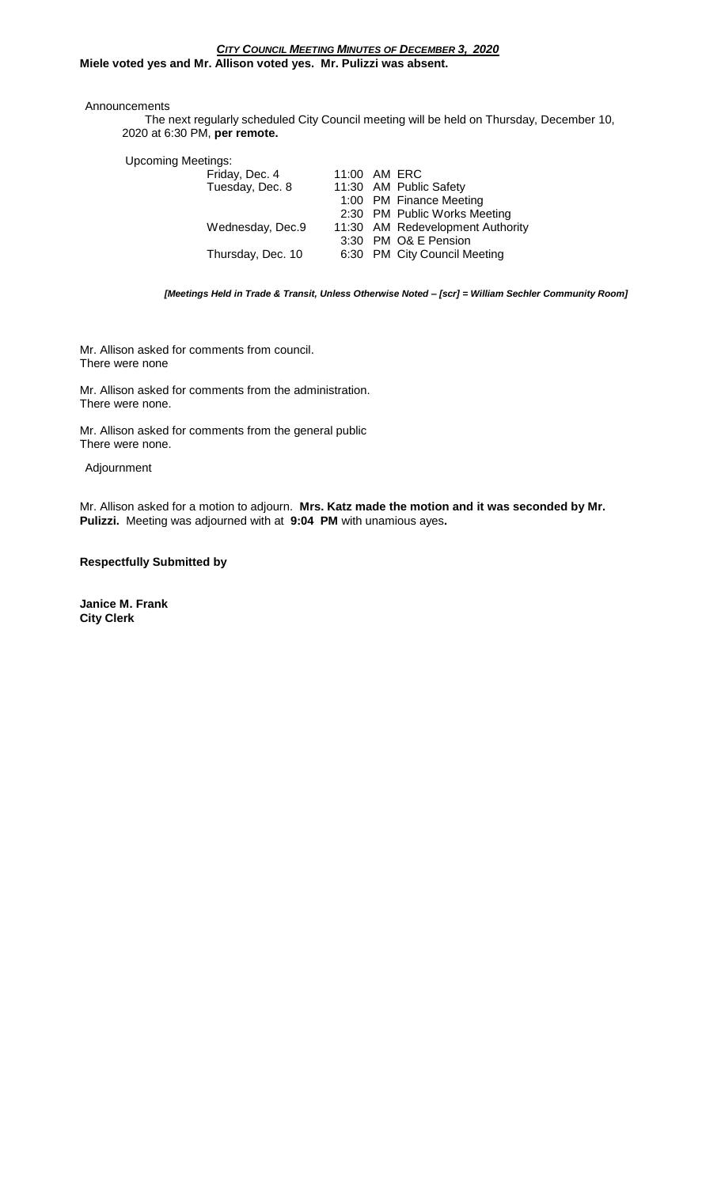**Miele voted yes and Mr. Allison voted yes. Mr. Pulizzi was absent.**

Announcements

The next regularly scheduled City Council meeting will be held on Thursday, December 10, 2020 at 6:30 PM, **per remote.**

Upcoming Meetings:

| | | |
|---|---|---|
| Friday, Dec. 4 | 11:00 AM | ERC |
| Tuesday, Dec. 8 | 11:30 AM | Public Safety |
| | 1:00 PM | Finance Meeting |
| | 2:30 PM | Public Works Meeting |
| Wednesday, Dec.9 | 11:30 AM | Redevelopment Authority |
| | 3:30 PM | O& E Pension |
| Thursday, Dec. 10 | 6:30 PM | City Council Meeting |

***[Meetings Held in Trade & Transit, Unless Otherwise Noted – [scr] = William Sechler Community Room]***

Mr. Allison asked for comments from council.
There were none

Mr. Allison asked for comments from the administration.
There were none.

Mr. Allison asked for comments from the general public
There were none.

Adjournment

Mr. Allison asked for a motion to adjourn. **Mrs. Katz made the motion and it was seconded by Mr. Pulizzi.** Meeting was adjourned with at **9:04 PM** with unamious ayes**.**

**Respectfully Submitted by**

**Janice M. Frank**
**City Clerk**